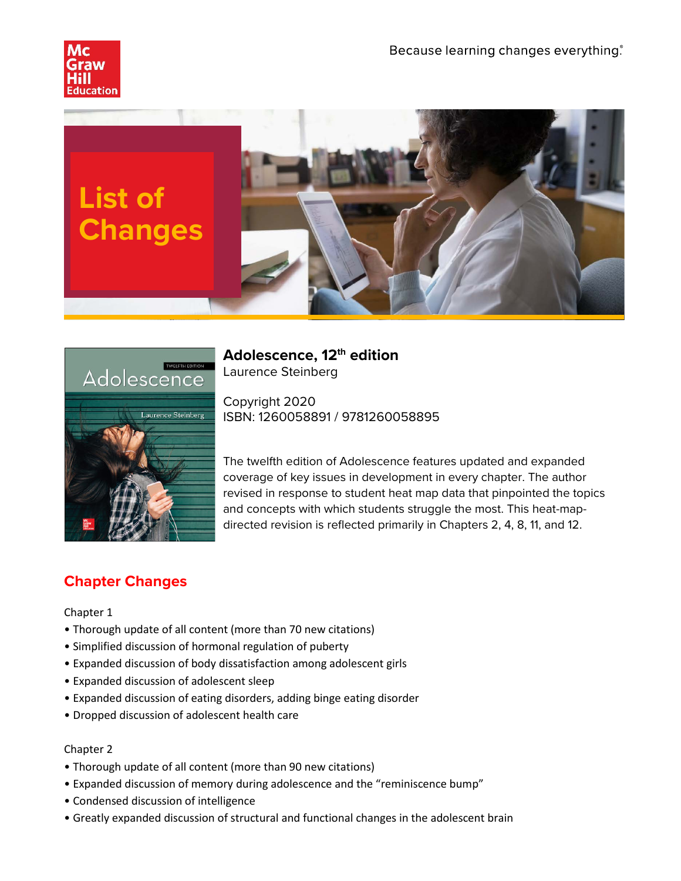Because learning changes everything.®

# List of Changes

**Adolescence, 12th edition**
Laurence Steinberg

Copyright 2020
ISBN: 1260058891 / 9781260058895

The twelfth edition of Adolescence features updated and expanded coverage of key issues in development in every chapter. The author revised in response to student heat map data that pinpointed the topics and concepts with which students struggle the most. This heat-map-directed revision is reflected primarily in Chapters 2, 4, 8, 11, and 12.

## Chapter Changes

Chapter 1

- Thorough update of all content (more than 70 new citations)
- Simplified discussion of hormonal regulation of puberty
- Expanded discussion of body dissatisfaction among adolescent girls
- Expanded discussion of adolescent sleep
- Expanded discussion of eating disorders, adding binge eating disorder
- Dropped discussion of adolescent health care

Chapter 2

- Thorough update of all content (more than 90 new citations)
- Expanded discussion of memory during adolescence and the "reminiscence bump"
- Condensed discussion of intelligence
- Greatly expanded discussion of structural and functional changes in the adolescent brain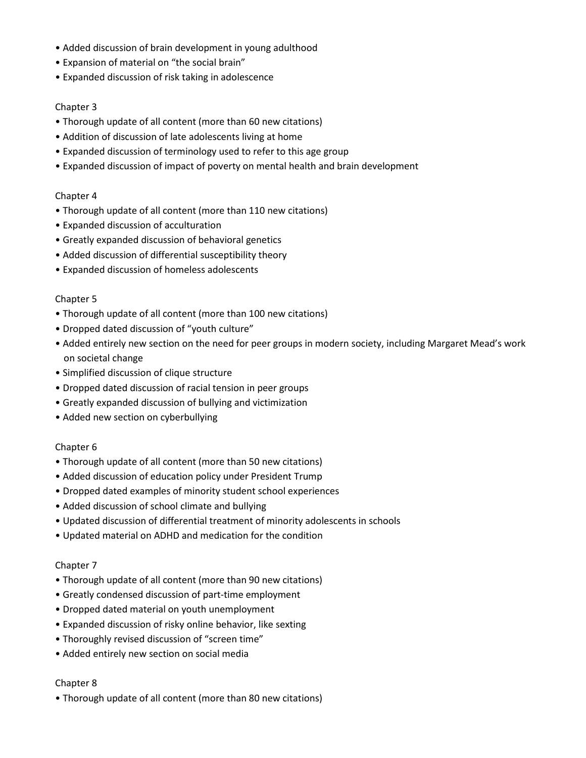- Added discussion of brain development in young adulthood
- Expansion of material on "the social brain"
- Expanded discussion of risk taking in adolescence

Chapter 3

- Thorough update of all content (more than 60 new citations)
- Addition of discussion of late adolescents living at home
- Expanded discussion of terminology used to refer to this age group
- Expanded discussion of impact of poverty on mental health and brain development

Chapter 4

- Thorough update of all content (more than 110 new citations)
- Expanded discussion of acculturation
- Greatly expanded discussion of behavioral genetics
- Added discussion of differential susceptibility theory
- Expanded discussion of homeless adolescents

Chapter 5

- Thorough update of all content (more than 100 new citations)
- Dropped dated discussion of "youth culture"
- Added entirely new section on the need for peer groups in modern society, including Margaret Mead's work on societal change
- Simplified discussion of clique structure
- Dropped dated discussion of racial tension in peer groups
- Greatly expanded discussion of bullying and victimization
- Added new section on cyberbullying

Chapter 6

- Thorough update of all content (more than 50 new citations)
- Added discussion of education policy under President Trump
- Dropped dated examples of minority student school experiences
- Added discussion of school climate and bullying
- Updated discussion of differential treatment of minority adolescents in schools
- Updated material on ADHD and medication for the condition

Chapter 7

- Thorough update of all content (more than 90 new citations)
- Greatly condensed discussion of part-time employment
- Dropped dated material on youth unemployment
- Expanded discussion of risky online behavior, like sexting
- Thoroughly revised discussion of "screen time"
- Added entirely new section on social media

Chapter 8

- Thorough update of all content (more than 80 new citations)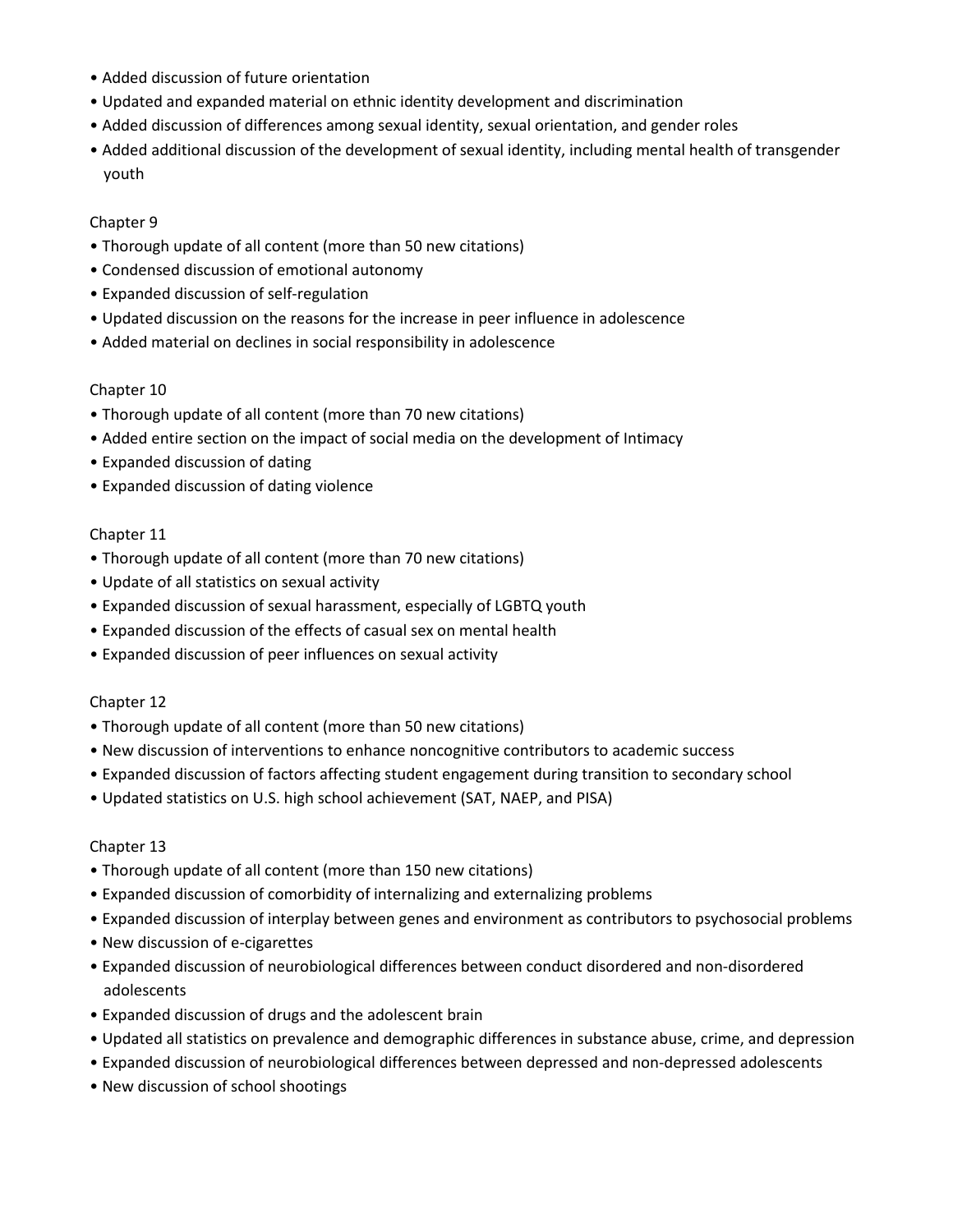- Added discussion of future orientation
- Updated and expanded material on ethnic identity development and discrimination
- Added discussion of differences among sexual identity, sexual orientation, and gender roles
- Added additional discussion of the development of sexual identity, including mental health of transgender youth

Chapter 9

- Thorough update of all content (more than 50 new citations)
- Condensed discussion of emotional autonomy
- Expanded discussion of self-regulation
- Updated discussion on the reasons for the increase in peer influence in adolescence
- Added material on declines in social responsibility in adolescence

Chapter 10

- Thorough update of all content (more than 70 new citations)
- Added entire section on the impact of social media on the development of Intimacy
- Expanded discussion of dating
- Expanded discussion of dating violence

Chapter 11

- Thorough update of all content (more than 70 new citations)
- Update of all statistics on sexual activity
- Expanded discussion of sexual harassment, especially of LGBTQ youth
- Expanded discussion of the effects of casual sex on mental health
- Expanded discussion of peer influences on sexual activity

Chapter 12

- Thorough update of all content (more than 50 new citations)
- New discussion of interventions to enhance noncognitive contributors to academic success
- Expanded discussion of factors affecting student engagement during transition to secondary school
- Updated statistics on U.S. high school achievement (SAT, NAEP, and PISA)

Chapter 13

- Thorough update of all content (more than 150 new citations)
- Expanded discussion of comorbidity of internalizing and externalizing problems
- Expanded discussion of interplay between genes and environment as contributors to psychosocial problems
- New discussion of e-cigarettes
- Expanded discussion of neurobiological differences between conduct disordered and non-disordered adolescents
- Expanded discussion of drugs and the adolescent brain
- Updated all statistics on prevalence and demographic differences in substance abuse, crime, and depression
- Expanded discussion of neurobiological differences between depressed and non-depressed adolescents
- New discussion of school shootings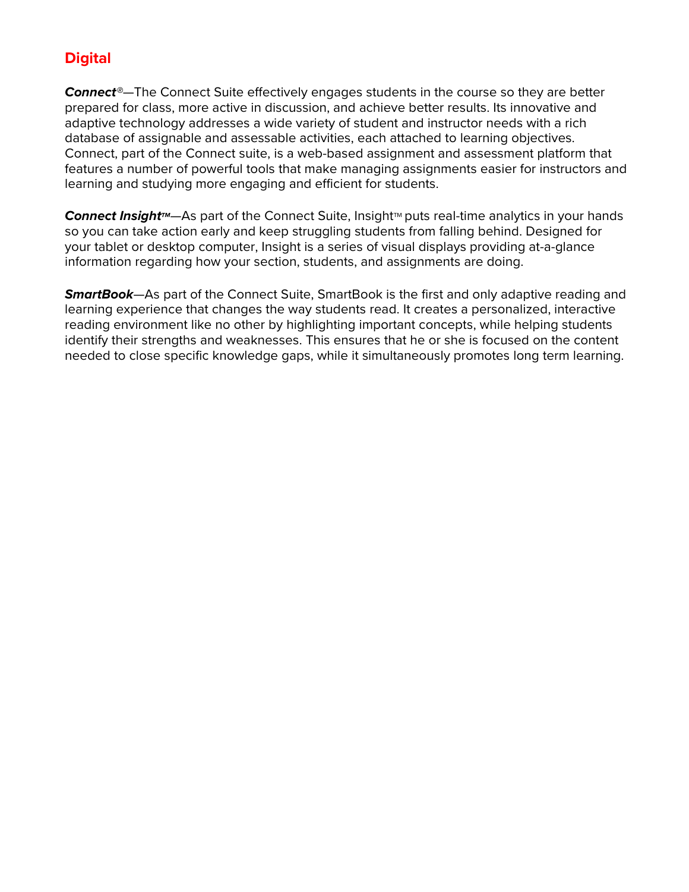## Digital

***Connect®***—The Connect Suite effectively engages students in the course so they are better prepared for class, more active in discussion, and achieve better results. Its innovative and adaptive technology addresses a wide variety of student and instructor needs with a rich database of assignable and assessable activities, each attached to learning objectives. Connect, part of the Connect suite, is a web-based assignment and assessment platform that features a number of powerful tools that make managing assignments easier for instructors and learning and studying more engaging and efficient for students.

***Connect Insight™***—As part of the Connect Suite, Insight™ puts real-time analytics in your hands so you can take action early and keep struggling students from falling behind. Designed for your tablet or desktop computer, Insight is a series of visual displays providing at-a-glance information regarding how your section, students, and assignments are doing.

***SmartBook***—As part of the Connect Suite, SmartBook is the first and only adaptive reading and learning experience that changes the way students read. It creates a personalized, interactive reading environment like no other by highlighting important concepts, while helping students identify their strengths and weaknesses. This ensures that he or she is focused on the content needed to close specific knowledge gaps, while it simultaneously promotes long term learning.